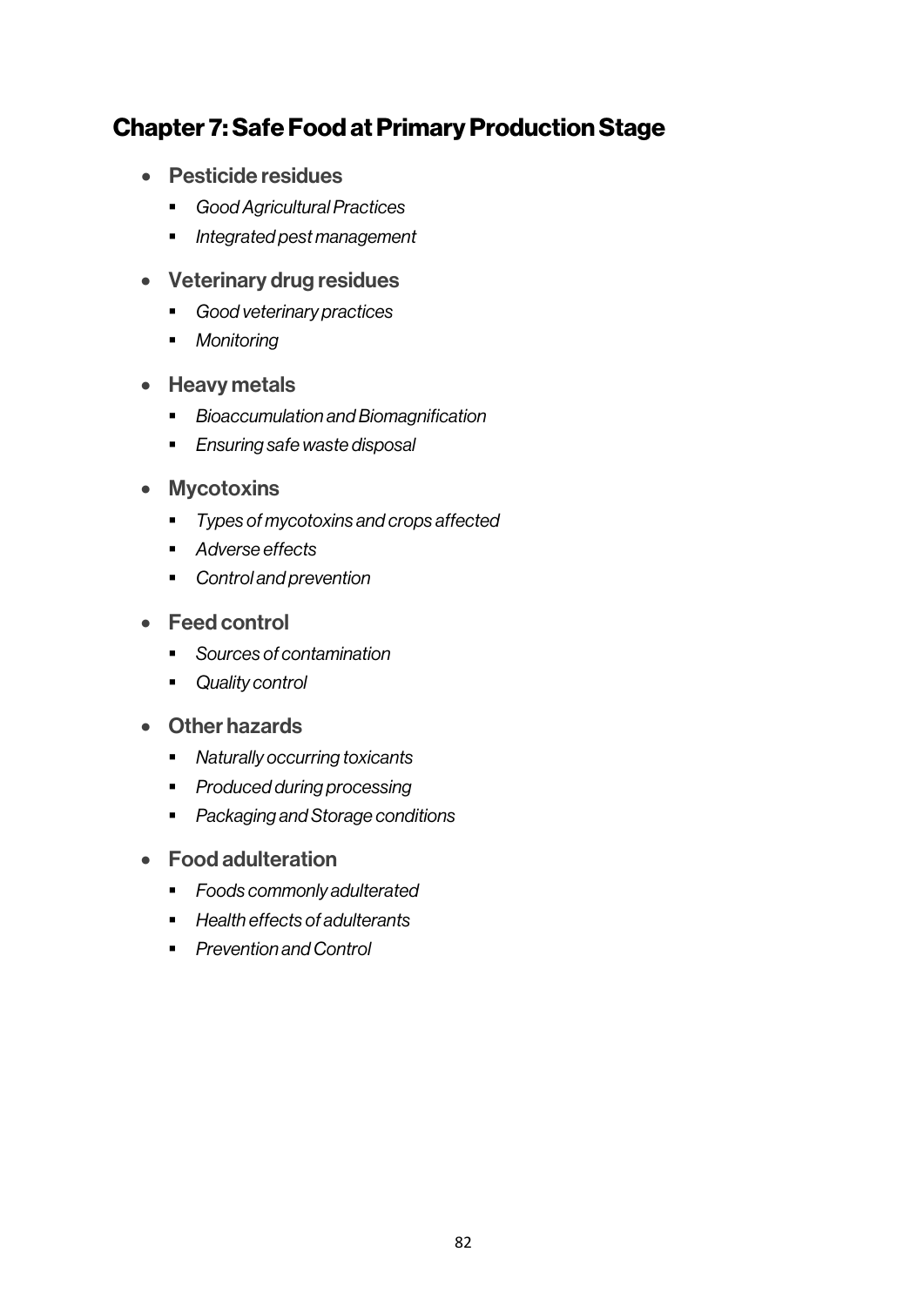## Chapter 7: Safe Food at Primary Production Stage

- **Pesticide residues**
  - *Good Agricultural Practices*
  - *Integrated pest management*
- **Veterinary drug residues**
  - *Good veterinary practices*
  - *Monitoring*
- **Heavy metals**
  - *Bioaccumulation and Biomagnification*
  - *Ensuring safe waste disposal*
- **Mycotoxins**
  - *Types of mycotoxins and crops affected*
  - *Adverse effects*
  - *Control and prevention*
- **Feed control**
  - *Sources of contamination*
  - *Quality control*
- **Other hazards**
  - *Naturally occurring toxicants*
  - *Produced during processing*
  - *Packaging and Storage conditions*
- **Food adulteration**
  - *Foods commonly adulterated*
  - *Health effects of adulterants*
  - *Prevention and Control*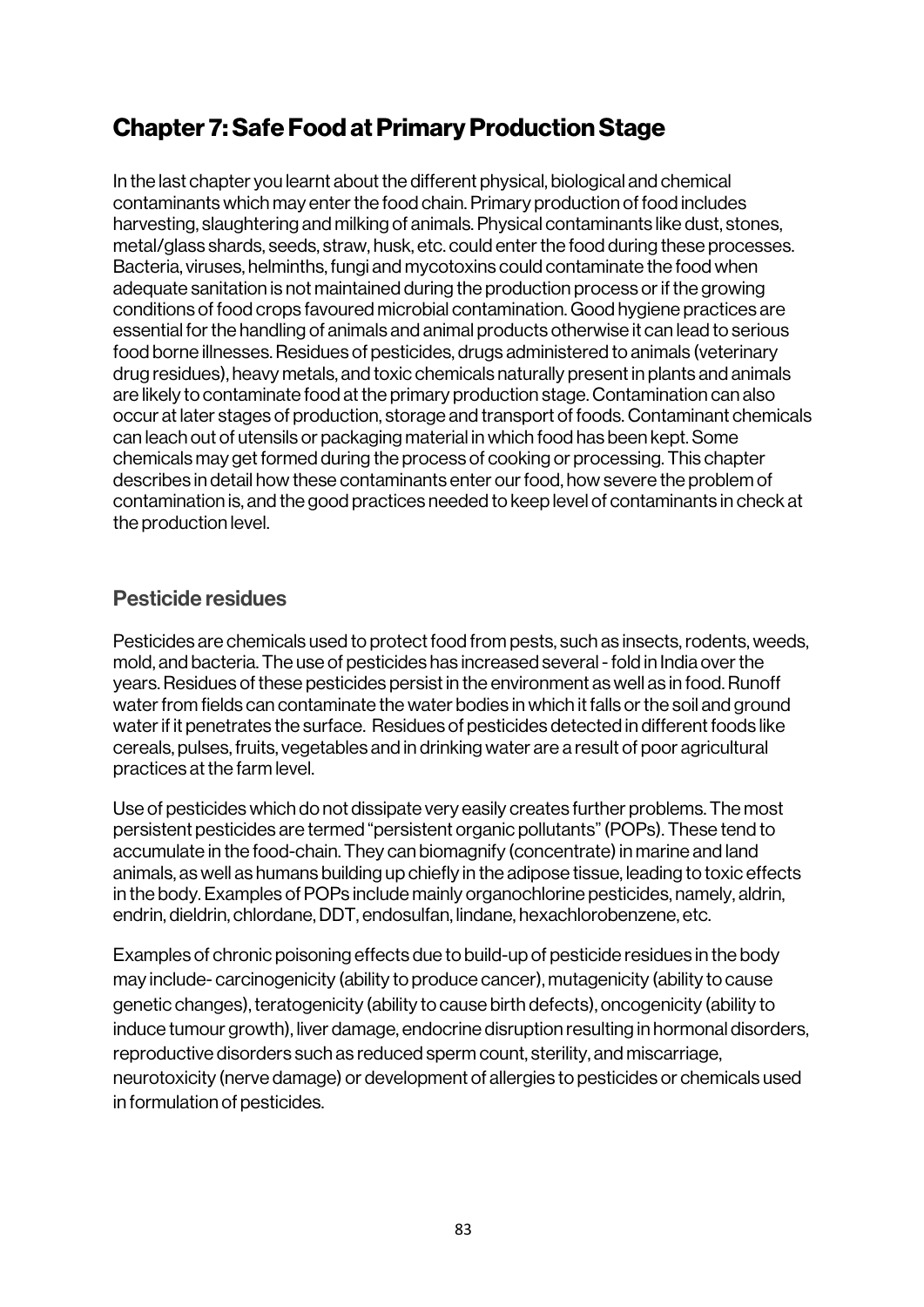# Chapter 7: Safe Food at Primary Production Stage

In the last chapter you learnt about the different physical, biological and chemical contaminants which may enter the food chain. Primary production of food includes harvesting, slaughtering and milking of animals. Physical contaminants like dust, stones, metal/glass shards, seeds, straw, husk, etc. could enter the food during these processes. Bacteria, viruses, helminths, fungi and mycotoxins could contaminate the food when adequate sanitation is not maintained during the production process or if the growing conditions of food crops favoured microbial contamination. Good hygiene practices are essential for the handling of animals and animal products otherwise it can lead to serious food borne illnesses. Residues of pesticides, drugs administered to animals (veterinary drug residues), heavy metals, and toxic chemicals naturally present in plants and animals are likely to contaminate food at the primary production stage. Contamination can also occur at later stages of production, storage and transport of foods. Contaminant chemicals can leach out of utensils or packaging material in which food has been kept. Some chemicals may get formed during the process of cooking or processing. This chapter describes in detail how these contaminants enter our food, how severe the problem of contamination is, and the good practices needed to keep level of contaminants in check at the production level.

## Pesticide residues

Pesticides are chemicals used to protect food from pests, such as insects, rodents, weeds, mold, and bacteria. The use of pesticides has increased several - fold in India over the years. Residues of these pesticides persist in the environment as well as in food. Runoff water from fields can contaminate the water bodies in which it falls or the soil and ground water if it penetrates the surface. Residues of pesticides detected in different foods like cereals, pulses, fruits, vegetables and in drinking water are a result of poor agricultural practices at the farm level.

Use of pesticides which do not dissipate very easily creates further problems. The most persistent pesticides are termed "persistent organic pollutants" (POPs). These tend to accumulate in the food-chain. They can biomagnify (concentrate) in marine and land animals, as well as humans building up chiefly in the adipose tissue, leading to toxic effects in the body. Examples of POPs include mainly organochlorine pesticides, namely, aldrin, endrin, dieldrin, chlordane, DDT, endosulfan, lindane, hexachlorobenzene, etc.

Examples of chronic poisoning effects due to build-up of pesticide residues in the body may include- carcinogenicity (ability to produce cancer), mutagenicity (ability to cause genetic changes), teratogenicity (ability to cause birth defects), oncogenicity (ability to induce tumour growth), liver damage, endocrine disruption resulting in hormonal disorders, reproductive disorders such as reduced sperm count, sterility, and miscarriage, neurotoxicity (nerve damage) or development of allergies to pesticides or chemicals used in formulation of pesticides.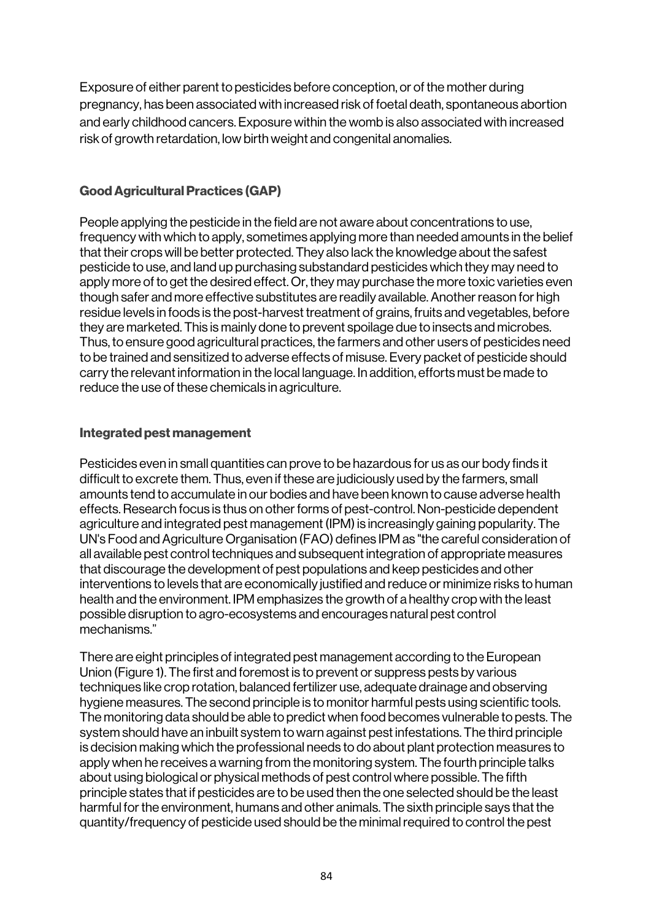Exposure of either parent to pesticides before conception, or of the mother during pregnancy, has been associated with increased risk of foetal death, spontaneous abortion and early childhood cancers. Exposure within the womb is also associated with increased risk of growth retardation, low birth weight and congenital anomalies.

### Good Agricultural Practices (GAP)

People applying the pesticide in the field are not aware about concentrations to use, frequency with which to apply, sometimes applying more than needed amounts in the belief that their crops will be better protected. They also lack the knowledge about the safest pesticide to use, and land up purchasing substandard pesticides which they may need to apply more of to get the desired effect. Or, they may purchase the more toxic varieties even though safer and more effective substitutes are readily available. Another reason for high residue levels in foods is the post-harvest treatment of grains, fruits and vegetables, before they are marketed. This is mainly done to prevent spoilage due to insects and microbes. Thus, to ensure good agricultural practices, the farmers and other users of pesticides need to be trained and sensitized to adverse effects of misuse. Every packet of pesticide should carry the relevant information in the local language. In addition, efforts must be made to reduce the use of these chemicals in agriculture.

### Integrated pest management

Pesticides even in small quantities can prove to be hazardous for us as our body finds it difficult to excrete them. Thus, even if these are judiciously used by the farmers, small amounts tend to accumulate in our bodies and have been known to cause adverse health effects. Research focus is thus on other forms of pest-control. Non-pesticide dependent agriculture and integrated pest management (IPM) is increasingly gaining popularity. The UN's Food and Agriculture Organisation (FAO) defines IPM as "the careful consideration of all available pest control techniques and subsequent integration of appropriate measures that discourage the development of pest populations and keep pesticides and other interventions to levels that are economically justified and reduce or minimize risks to human health and the environment. IPM emphasizes the growth of a healthy crop with the least possible disruption to agro-ecosystems and encourages natural pest control mechanisms."

There are eight principles of integrated pest management according to the European Union (Figure 1). The first and foremost is to prevent or suppress pests by various techniques like crop rotation, balanced fertilizer use, adequate drainage and observing hygiene measures. The second principle is to monitor harmful pests using scientific tools. The monitoring data should be able to predict when food becomes vulnerable to pests. The system should have an inbuilt system to warn against pest infestations. The third principle is decision making which the professional needs to do about plant protection measures to apply when he receives a warning from the monitoring system. The fourth principle talks about using biological or physical methods of pest control where possible. The fifth principle states that if pesticides are to be used then the one selected should be the least harmful for the environment, humans and other animals. The sixth principle says that the quantity/frequency of pesticide used should be the minimal required to control the pest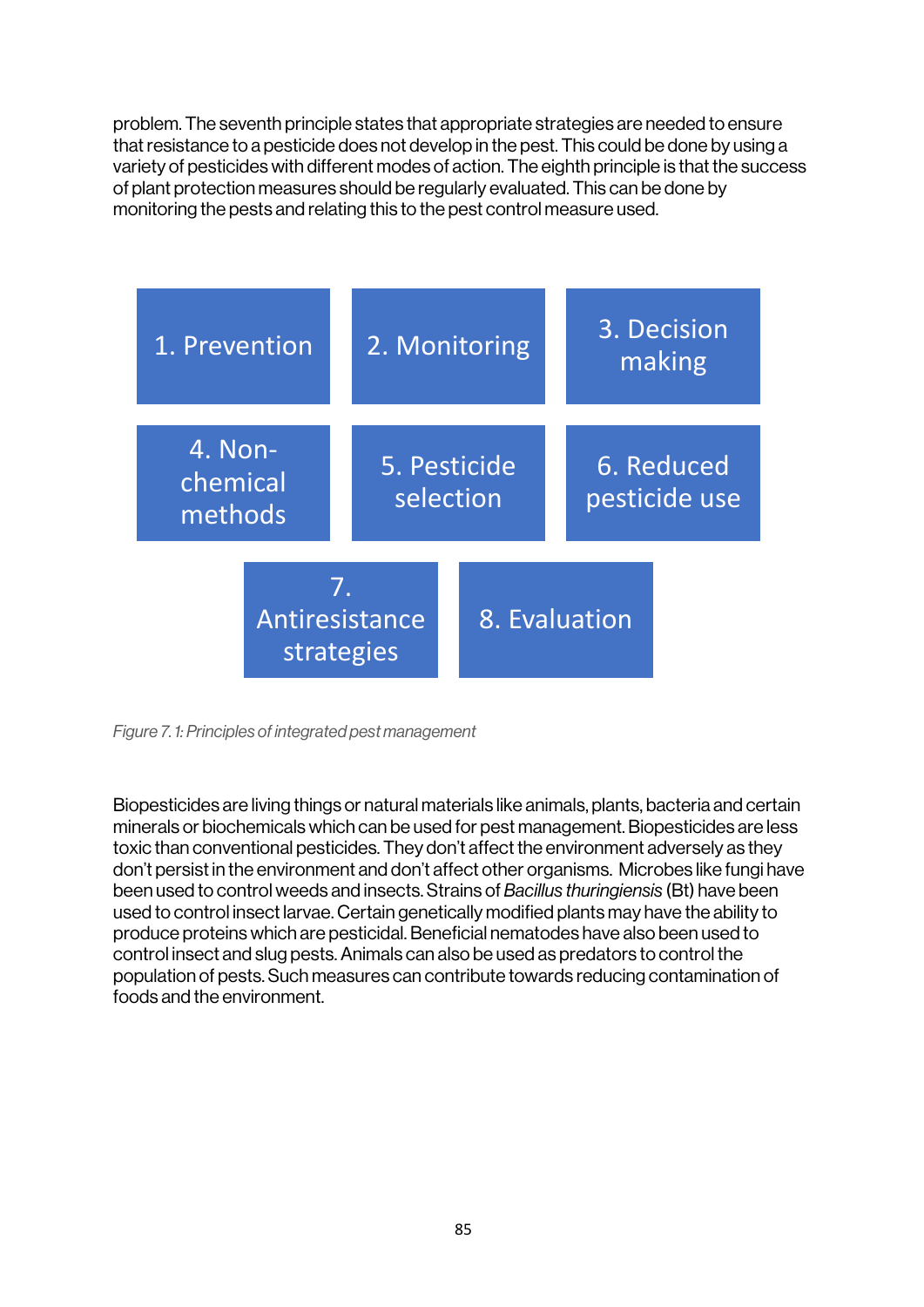problem. The seventh principle states that appropriate strategies are needed to ensure that resistance to a pesticide does not develop in the pest. This could be done by using a variety of pesticides with different modes of action. The eighth principle is that the success of plant protection measures should be regularly evaluated. This can be done by monitoring the pests and relating this to the pest control measure used.

| 1. Prevention | 2. Monitoring | 3. Decision making |
|---|---|---|
| 4. Non-chemical methods | 5. Pesticide selection | 6. Reduced pesticide use |
| 7. Antiresistance strategies | 8. Evaluation | |

*Figure 7.1: Principles of integrated pest management*

Biopesticides are living things or natural materials like animals, plants, bacteria and certain minerals or biochemicals which can be used for pest management. Biopesticides are less toxic than conventional pesticides. They don't affect the environment adversely as they don't persist in the environment and don't affect other organisms. Microbes like fungi have been used to control weeds and insects. Strains of *Bacillus thuringiensis* (Bt) have been used to control insect larvae. Certain genetically modified plants may have the ability to produce proteins which are pesticidal. Beneficial nematodes have also been used to control insect and slug pests. Animals can also be used as predators to control the population of pests. Such measures can contribute towards reducing contamination of foods and the environment.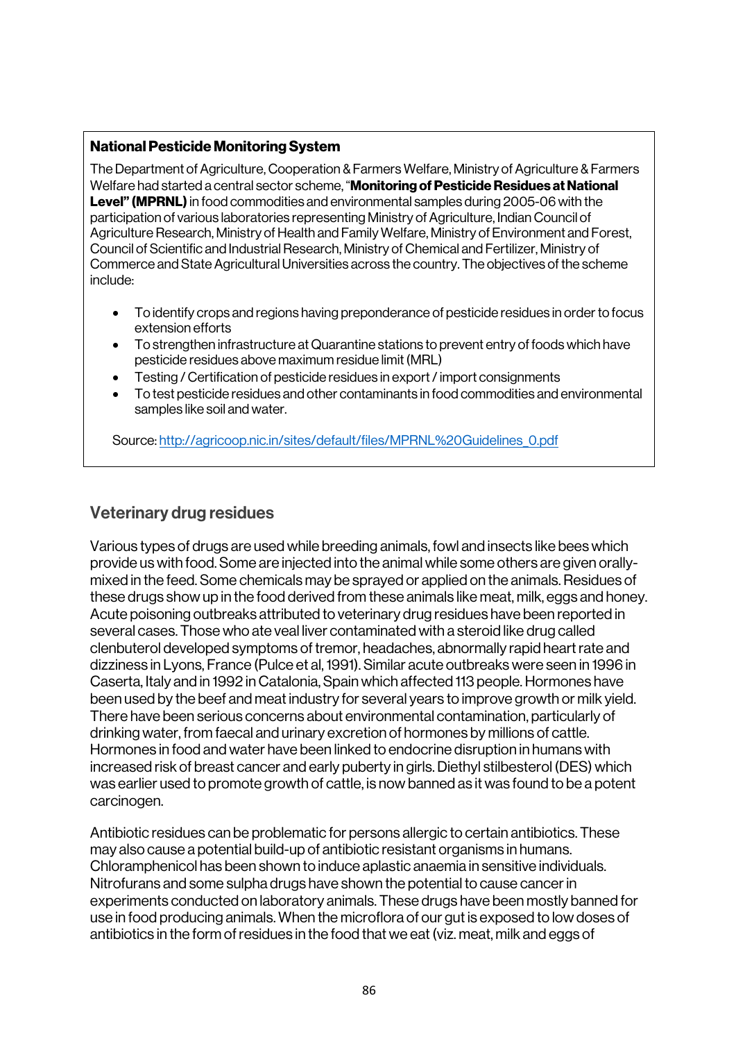**National Pesticide Monitoring System**

The Department of Agriculture, Cooperation & Farmers Welfare, Ministry of Agriculture & Farmers Welfare had started a central sector scheme, "**Monitoring of Pesticide Residues at National Level" (MPRNL)** in food commodities and environmental samples during 2005-06 with the participation of various laboratories representing Ministry of Agriculture, Indian Council of Agriculture Research, Ministry of Health and Family Welfare, Ministry of Environment and Forest, Council of Scientific and Industrial Research, Ministry of Chemical and Fertilizer, Ministry of Commerce and State Agricultural Universities across the country. The objectives of the scheme include:

- To identify crops and regions having preponderance of pesticide residues in order to focus extension efforts
- To strengthen infrastructure at Quarantine stations to prevent entry of foods which have pesticide residues above maximum residue limit (MRL)
- Testing / Certification of pesticide residues in export / import consignments
- To test pesticide residues and other contaminants in food commodities and environmental samples like soil and water.

Source: http://agricoop.nic.in/sites/default/files/MPRNL%20Guidelines_0.pdf

## Veterinary drug residues

Various types of drugs are used while breeding animals, fowl and insects like bees which provide us with food. Some are injected into the animal while some others are given orally-mixed in the feed. Some chemicals may be sprayed or applied on the animals. Residues of these drugs show up in the food derived from these animals like meat, milk, eggs and honey. Acute poisoning outbreaks attributed to veterinary drug residues have been reported in several cases. Those who ate veal liver contaminated with a steroid like drug called clenbuterol developed symptoms of tremor, headaches, abnormally rapid heart rate and dizziness in Lyons, France (Pulce et al, 1991). Similar acute outbreaks were seen in 1996 in Caserta, Italy and in 1992 in Catalonia, Spain which affected 113 people. Hormones have been used by the beef and meat industry for several years to improve growth or milk yield. There have been serious concerns about environmental contamination, particularly of drinking water, from faecal and urinary excretion of hormones by millions of cattle. Hormones in food and water have been linked to endocrine disruption in humans with increased risk of breast cancer and early puberty in girls. Diethyl stilbesterol (DES) which was earlier used to promote growth of cattle, is now banned as it was found to be a potent carcinogen.

Antibiotic residues can be problematic for persons allergic to certain antibiotics. These may also cause a potential build-up of antibiotic resistant organisms in humans. Chloramphenicol has been shown to induce aplastic anaemia in sensitive individuals. Nitrofurans and some sulpha drugs have shown the potential to cause cancer in experiments conducted on laboratory animals. These drugs have been mostly banned for use in food producing animals. When the microflora of our gut is exposed to low doses of antibiotics in the form of residues in the food that we eat (viz. meat, milk and eggs of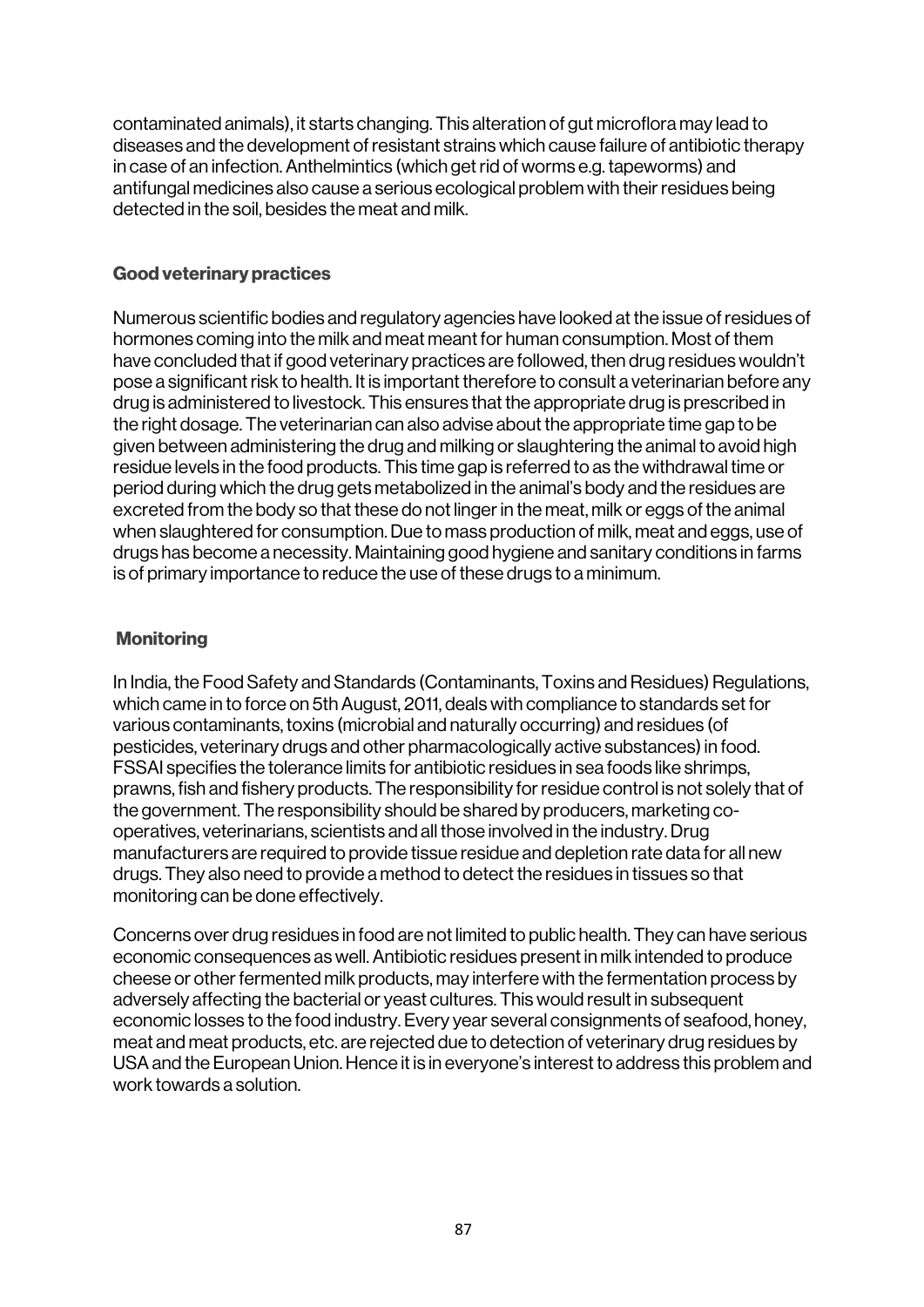contaminated animals), it starts changing. This alteration of gut microflora may lead to diseases and the development of resistant strains which cause failure of antibiotic therapy in case of an infection. Anthelmintics (which get rid of worms e.g. tapeworms) and antifungal medicines also cause a serious ecological problem with their residues being detected in the soil, besides the meat and milk.

### Good veterinary practices

Numerous scientific bodies and regulatory agencies have looked at the issue of residues of hormones coming into the milk and meat meant for human consumption. Most of them have concluded that if good veterinary practices are followed, then drug residues wouldn't pose a significant risk to health. It is important therefore to consult a veterinarian before any drug is administered to livestock. This ensures that the appropriate drug is prescribed in the right dosage. The veterinarian can also advise about the appropriate time gap to be given between administering the drug and milking or slaughtering the animal to avoid high residue levels in the food products. This time gap is referred to as the withdrawal time or period during which the drug gets metabolized in the animal's body and the residues are excreted from the body so that these do not linger in the meat, milk or eggs of the animal when slaughtered for consumption. Due to mass production of milk, meat and eggs, use of drugs has become a necessity. Maintaining good hygiene and sanitary conditions in farms is of primary importance to reduce the use of these drugs to a minimum.

### Monitoring

In India, the Food Safety and Standards (Contaminants, Toxins and Residues) Regulations, which came in to force on 5th August, 2011, deals with compliance to standards set for various contaminants, toxins (microbial and naturally occurring) and residues (of pesticides, veterinary drugs and other pharmacologically active substances) in food. FSSAI specifies the tolerance limits for antibiotic residues in sea foods like shrimps, prawns, fish and fishery products. The responsibility for residue control is not solely that of the government. The responsibility should be shared by producers, marketing co-operatives, veterinarians, scientists and all those involved in the industry. Drug manufacturers are required to provide tissue residue and depletion rate data for all new drugs. They also need to provide a method to detect the residues in tissues so that monitoring can be done effectively.

Concerns over drug residues in food are not limited to public health. They can have serious economic consequences as well. Antibiotic residues present in milk intended to produce cheese or other fermented milk products, may interfere with the fermentation process by adversely affecting the bacterial or yeast cultures. This would result in subsequent economic losses to the food industry. Every year several consignments of seafood, honey, meat and meat products, etc. are rejected due to detection of veterinary drug residues by USA and the European Union. Hence it is in everyone's interest to address this problem and work towards a solution.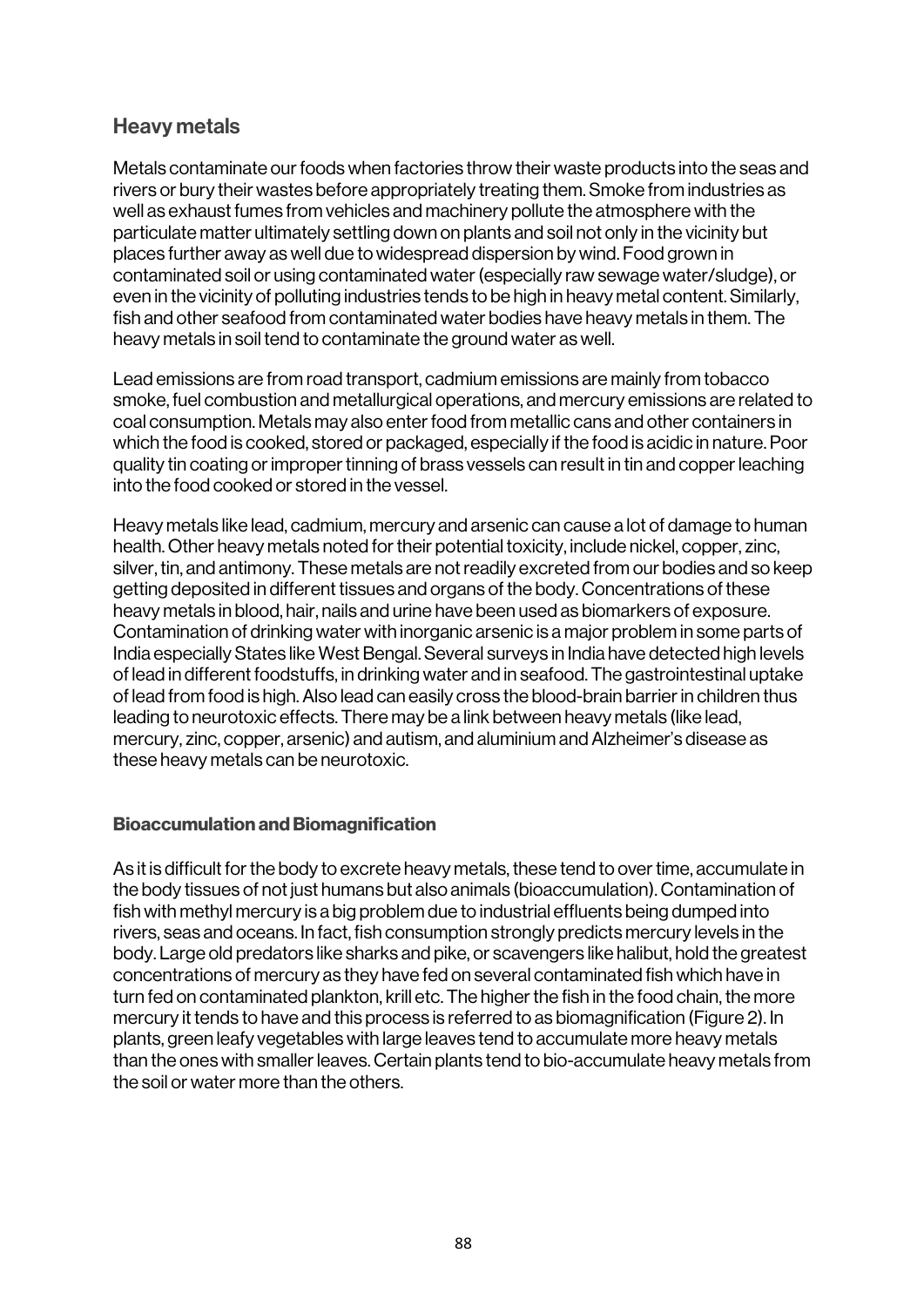## Heavy metals

Metals contaminate our foods when factories throw their waste products into the seas and rivers or bury their wastes before appropriately treating them. Smoke from industries as well as exhaust fumes from vehicles and machinery pollute the atmosphere with the particulate matter ultimately settling down on plants and soil not only in the vicinity but places further away as well due to widespread dispersion by wind. Food grown in contaminated soil or using contaminated water (especially raw sewage water/sludge), or even in the vicinity of polluting industries tends to be high in heavy metal content. Similarly, fish and other seafood from contaminated water bodies have heavy metals in them. The heavy metals in soil tend to contaminate the ground water as well.

Lead emissions are from road transport, cadmium emissions are mainly from tobacco smoke, fuel combustion and metallurgical operations, and mercury emissions are related to coal consumption. Metals may also enter food from metallic cans and other containers in which the food is cooked, stored or packaged, especially if the food is acidic in nature. Poor quality tin coating or improper tinning of brass vessels can result in tin and copper leaching into the food cooked or stored in the vessel.

Heavy metals like lead, cadmium, mercury and arsenic can cause a lot of damage to human health. Other heavy metals noted for their potential toxicity, include nickel, copper, zinc, silver, tin, and antimony. These metals are not readily excreted from our bodies and so keep getting deposited in different tissues and organs of the body. Concentrations of these heavy metals in blood, hair, nails and urine have been used as biomarkers of exposure. Contamination of drinking water with inorganic arsenic is a major problem in some parts of India especially States like West Bengal. Several surveys in India have detected high levels of lead in different foodstuffs, in drinking water and in seafood. The gastrointestinal uptake of lead from food is high. Also lead can easily cross the blood-brain barrier in children thus leading to neurotoxic effects. There may be a link between heavy metals (like lead, mercury, zinc, copper, arsenic) and autism, and aluminium and Alzheimer's disease as these heavy metals can be neurotoxic.

### Bioaccumulation and Biomagnification

As it is difficult for the body to excrete heavy metals, these tend to over time, accumulate in the body tissues of not just humans but also animals (bioaccumulation). Contamination of fish with methyl mercury is a big problem due to industrial effluents being dumped into rivers, seas and oceans. In fact, fish consumption strongly predicts mercury levels in the body. Large old predators like sharks and pike, or scavengers like halibut, hold the greatest concentrations of mercury as they have fed on several contaminated fish which have in turn fed on contaminated plankton, krill etc. The higher the fish in the food chain, the more mercury it tends to have and this process is referred to as biomagnification (Figure 2). In plants, green leafy vegetables with large leaves tend to accumulate more heavy metals than the ones with smaller leaves. Certain plants tend to bio-accumulate heavy metals from the soil or water more than the others.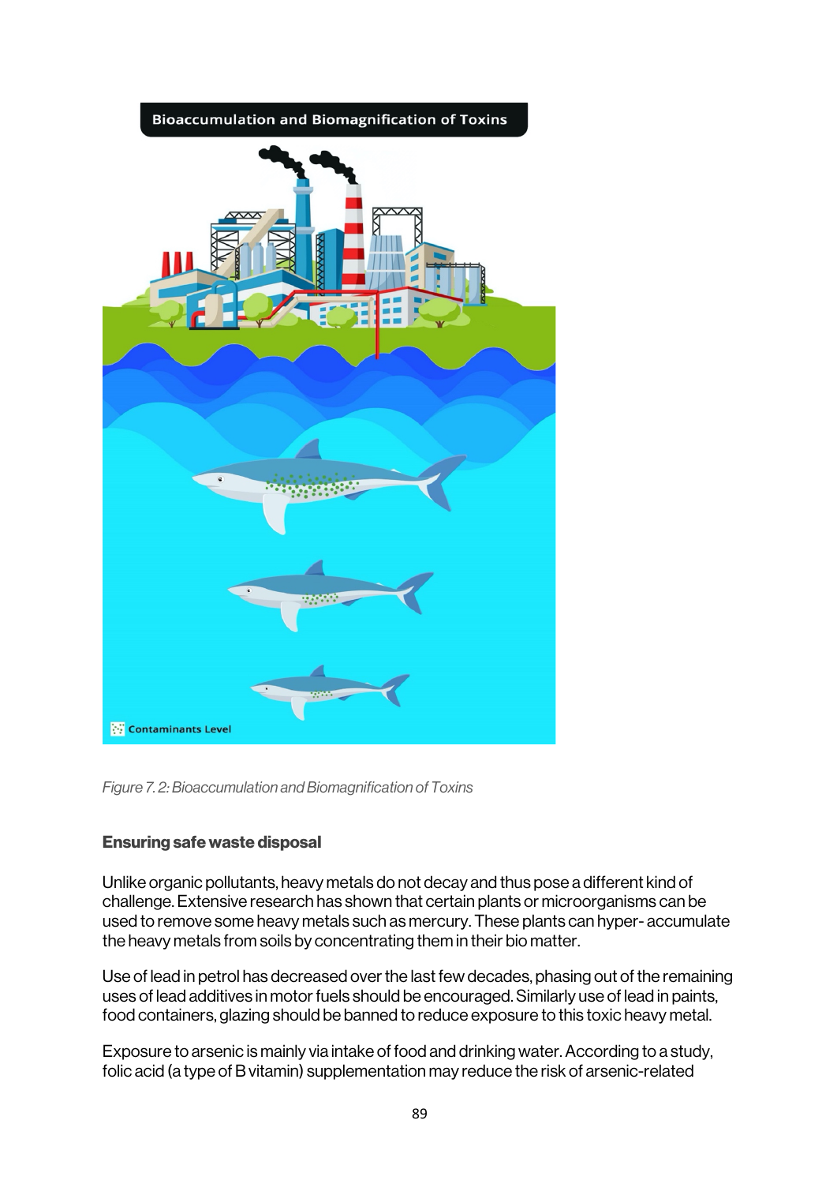*Figure 7. 2: Bioaccumulation and Biomagnification of Toxins*

### Ensuring safe waste disposal

Unlike organic pollutants, heavy metals do not decay and thus pose a different kind of challenge. Extensive research has shown that certain plants or microorganisms can be used to remove some heavy metals such as mercury. These plants can hyper- accumulate the heavy metals from soils by concentrating them in their bio matter.

Use of lead in petrol has decreased over the last few decades, phasing out of the remaining uses of lead additives in motor fuels should be encouraged. Similarly use of lead in paints, food containers, glazing should be banned to reduce exposure to this toxic heavy metal.

Exposure to arsenic is mainly via intake of food and drinking water. According to a study, folic acid (a type of B vitamin) supplementation may reduce the risk of arsenic-related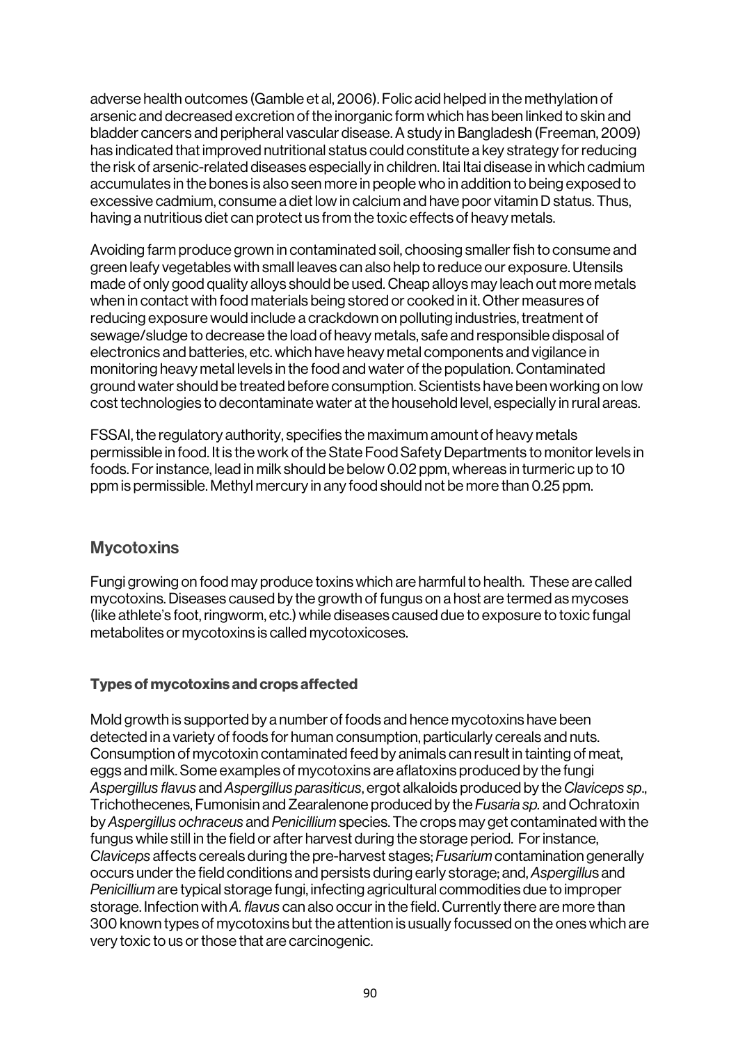adverse health outcomes (Gamble et al, 2006). Folic acid helped in the methylation of arsenic and decreased excretion of the inorganic form which has been linked to skin and bladder cancers and peripheral vascular disease. A study in Bangladesh (Freeman, 2009) has indicated that improved nutritional status could constitute a key strategy for reducing the risk of arsenic-related diseases especially in children. Itai Itai disease in which cadmium accumulates in the bones is also seen more in people who in addition to being exposed to excessive cadmium, consume a diet low in calcium and have poor vitamin D status. Thus, having a nutritious diet can protect us from the toxic effects of heavy metals.

Avoiding farm produce grown in contaminated soil, choosing smaller fish to consume and green leafy vegetables with small leaves can also help to reduce our exposure. Utensils made of only good quality alloys should be used. Cheap alloys may leach out more metals when in contact with food materials being stored or cooked in it. Other measures of reducing exposure would include a crackdown on polluting industries, treatment of sewage/sludge to decrease the load of heavy metals, safe and responsible disposal of electronics and batteries, etc. which have heavy metal components and vigilance in monitoring heavy metal levels in the food and water of the population. Contaminated ground water should be treated before consumption. Scientists have been working on low cost technologies to decontaminate water at the household level, especially in rural areas.

FSSAI, the regulatory authority, specifies the maximum amount of heavy metals permissible in food. It is the work of the State Food Safety Departments to monitor levels in foods. For instance, lead in milk should be below 0.02 ppm, whereas in turmeric up to 10 ppm is permissible. Methyl mercury in any food should not be more than 0.25 ppm.

## Mycotoxins

Fungi growing on food may produce toxins which are harmful to health. These are called mycotoxins. Diseases caused by the growth of fungus on a host are termed as mycoses (like athlete's foot, ringworm, etc.) while diseases caused due to exposure to toxic fungal metabolites or mycotoxins is called mycotoxicoses.

### Types of mycotoxins and crops affected

Mold growth is supported by a number of foods and hence mycotoxins have been detected in a variety of foods for human consumption, particularly cereals and nuts. Consumption of mycotoxin contaminated feed by animals can result in tainting of meat, eggs and milk. Some examples of mycotoxins are aflatoxins produced by the fungi *Aspergillus flavus* and *Aspergillus parasiticus*, ergot alkaloids produced by the *Claviceps sp*., Trichothecenes, Fumonisin and Zearalenone produced by the *Fusaria sp.* and Ochratoxin by *Aspergillus ochraceus* and *Penicillium* species. The crops may get contaminated with the fungus while still in the field or after harvest during the storage period. For instance, *Claviceps* affects cereals during the pre-harvest stages; *Fusarium* contamination generally occurs under the field conditions and persists during early storage; and, *Aspergillus* and *Penicillium* are typical storage fungi, infecting agricultural commodities due to improper storage. Infection with *A. flavus* can also occur in the field. Currently there are more than 300 known types of mycotoxins but the attention is usually focussed on the ones which are very toxic to us or those that are carcinogenic.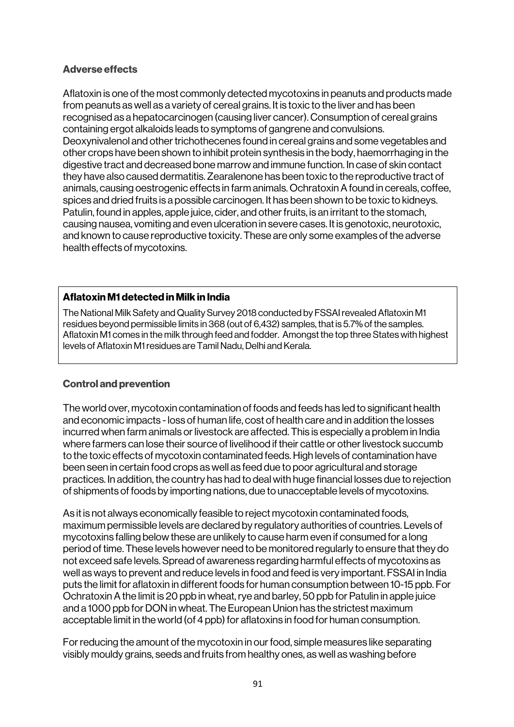### Adverse effects

Aflatoxin is one of the most commonly detected mycotoxins in peanuts and products made from peanuts as well as a variety of cereal grains. It is toxic to the liver and has been recognised as a hepatocarcinogen (causing liver cancer). Consumption of cereal grains containing ergot alkaloids leads to symptoms of gangrene and convulsions. Deoxynivalenol and other trichothecenes found in cereal grains and some vegetables and other crops have been shown to inhibit protein synthesis in the body, haemorrhaging in the digestive tract and decreased bone marrow and immune function. In case of skin contact they have also caused dermatitis. Zearalenone has been toxic to the reproductive tract of animals, causing oestrogenic effects in farm animals. Ochratoxin A found in cereals, coffee, spices and dried fruits is a possible carcinogen. It has been shown to be toxic to kidneys. Patulin, found in apples, apple juice, cider, and other fruits, is an irritant to the stomach, causing nausea, vomiting and even ulceration in severe cases. It is genotoxic, neurotoxic, and known to cause reproductive toxicity. These are only some examples of the adverse health effects of mycotoxins.

> **Aflatoxin M1 detected in Milk in India**
>
> The National Milk Safety and Quality Survey 2018 conducted by FSSAI revealed Aflatoxin M1 residues beyond permissible limits in 368 (out of 6,432) samples, that is 5.7% of the samples. Aflatoxin M1 comes in the milk through feed and fodder. Amongst the top three States with highest levels of Aflatoxin M1 residues are Tamil Nadu, Delhi and Kerala.

### Control and prevention

The world over, mycotoxin contamination of foods and feeds has led to significant health and economic impacts - loss of human life, cost of health care and in addition the losses incurred when farm animals or livestock are affected. This is especially a problem in India where farmers can lose their source of livelihood if their cattle or other livestock succumb to the toxic effects of mycotoxin contaminated feeds. High levels of contamination have been seen in certain food crops as well as feed due to poor agricultural and storage practices. In addition, the country has had to deal with huge financial losses due to rejection of shipments of foods by importing nations, due to unacceptable levels of mycotoxins.

As it is not always economically feasible to reject mycotoxin contaminated foods, maximum permissible levels are declared by regulatory authorities of countries. Levels of mycotoxins falling below these are unlikely to cause harm even if consumed for a long period of time. These levels however need to be monitored regularly to ensure that they do not exceed safe levels. Spread of awareness regarding harmful effects of mycotoxins as well as ways to prevent and reduce levels in food and feed is very important. FSSAI in India puts the limit for aflatoxin in different foods for human consumption between 10-15 ppb. For Ochratoxin A the limit is 20 ppb in wheat, rye and barley, 50 ppb for Patulin in apple juice and a 1000 ppb for DON in wheat. The European Union has the strictest maximum acceptable limit in the world (of 4 ppb) for aflatoxins in food for human consumption.

For reducing the amount of the mycotoxin in our food, simple measures like separating visibly mouldy grains, seeds and fruits from healthy ones, as well as washing before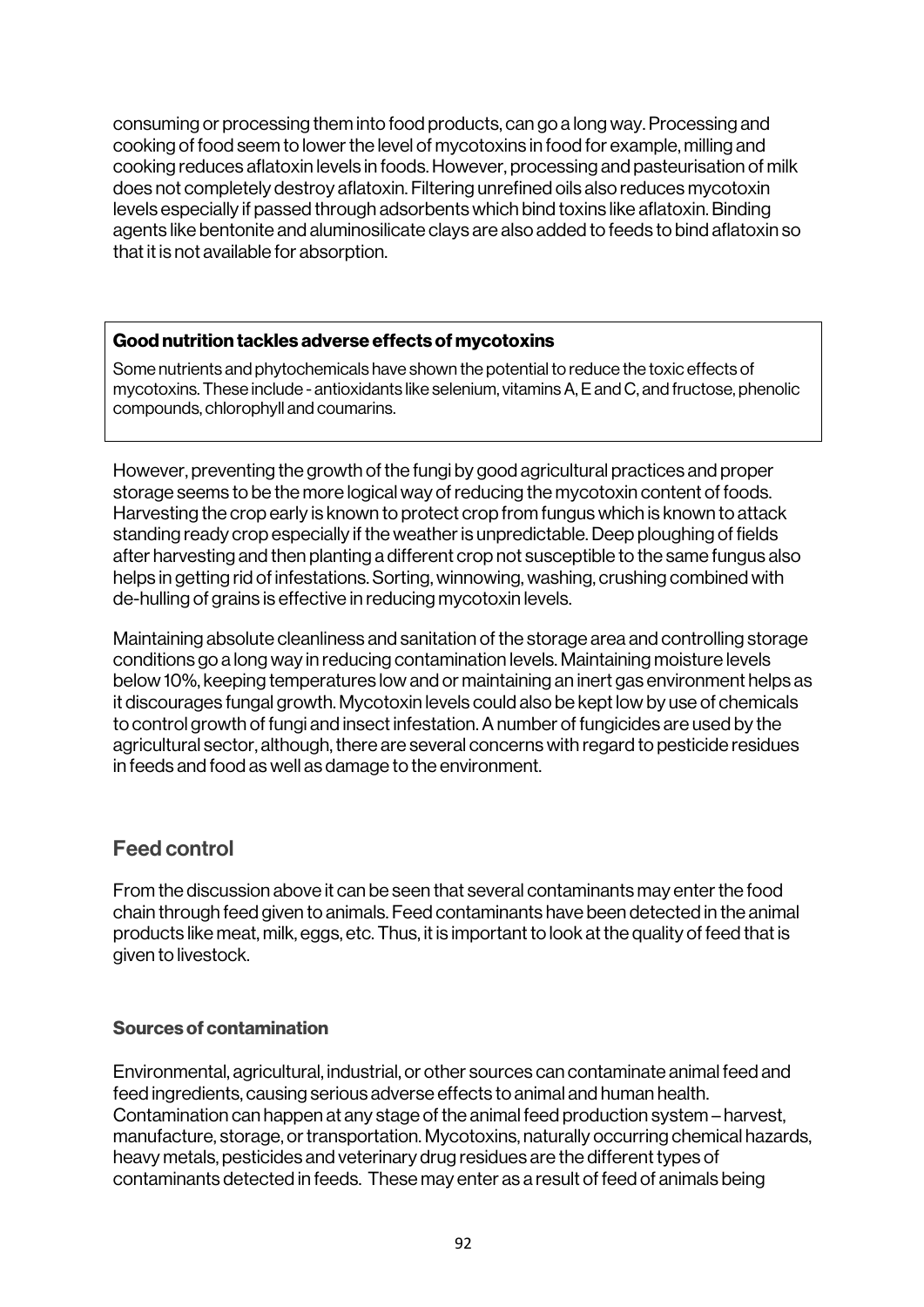consuming or processing them into food products, can go a long way. Processing and cooking of food seem to lower the level of mycotoxins in food for example, milling and cooking reduces aflatoxin levels in foods. However, processing and pasteurisation of milk does not completely destroy aflatoxin. Filtering unrefined oils also reduces mycotoxin levels especially if passed through adsorbents which bind toxins like aflatoxin. Binding agents like bentonite and aluminosilicate clays are also added to feeds to bind aflatoxin so that it is not available for absorption.

**Good nutrition tackles adverse effects of mycotoxins**

Some nutrients and phytochemicals have shown the potential to reduce the toxic effects of mycotoxins. These include - antioxidants like selenium, vitamins A, E and C, and fructose, phenolic compounds, chlorophyll and coumarins.

However, preventing the growth of the fungi by good agricultural practices and proper storage seems to be the more logical way of reducing the mycotoxin content of foods. Harvesting the crop early is known to protect crop from fungus which is known to attack standing ready crop especially if the weather is unpredictable. Deep ploughing of fields after harvesting and then planting a different crop not susceptible to the same fungus also helps in getting rid of infestations. Sorting, winnowing, washing, crushing combined with de-hulling of grains is effective in reducing mycotoxin levels.

Maintaining absolute cleanliness and sanitation of the storage area and controlling storage conditions go a long way in reducing contamination levels. Maintaining moisture levels below 10%, keeping temperatures low and or maintaining an inert gas environment helps as it discourages fungal growth. Mycotoxin levels could also be kept low by use of chemicals to control growth of fungi and insect infestation. A number of fungicides are used by the agricultural sector, although, there are several concerns with regard to pesticide residues in feeds and food as well as damage to the environment.

## Feed control

From the discussion above it can be seen that several contaminants may enter the food chain through feed given to animals. Feed contaminants have been detected in the animal products like meat, milk, eggs, etc. Thus, it is important to look at the quality of feed that is given to livestock.

### Sources of contamination

Environmental, agricultural, industrial, or other sources can contaminate animal feed and feed ingredients, causing serious adverse effects to animal and human health. Contamination can happen at any stage of the animal feed production system – harvest, manufacture, storage, or transportation. Mycotoxins, naturally occurring chemical hazards, heavy metals, pesticides and veterinary drug residues are the different types of contaminants detected in feeds. These may enter as a result of feed of animals being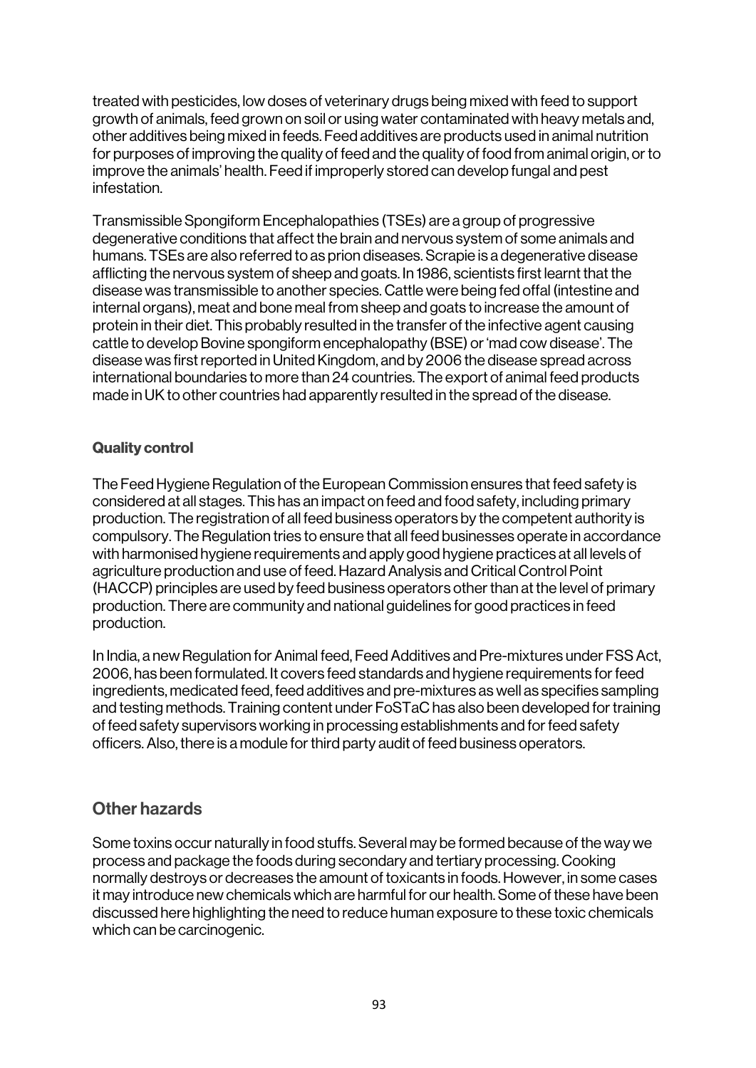treated with pesticides, low doses of veterinary drugs being mixed with feed to support growth of animals, feed grown on soil or using water contaminated with heavy metals and, other additives being mixed in feeds. Feed additives are products used in animal nutrition for purposes of improving the quality of feed and the quality of food from animal origin, or to improve the animals' health. Feed if improperly stored can develop fungal and pest infestation.

Transmissible Spongiform Encephalopathies (TSEs) are a group of progressive degenerative conditions that affect the brain and nervous system of some animals and humans. TSEs are also referred to as prion diseases. Scrapie is a degenerative disease afflicting the nervous system of sheep and goats. In 1986, scientists first learnt that the disease was transmissible to another species. Cattle were being fed offal (intestine and internal organs), meat and bone meal from sheep and goats to increase the amount of protein in their diet. This probably resulted in the transfer of the infective agent causing cattle to develop Bovine spongiform encephalopathy (BSE) or 'mad cow disease'. The disease was first reported in United Kingdom, and by 2006 the disease spread across international boundaries to more than 24 countries. The export of animal feed products made in UK to other countries had apparently resulted in the spread of the disease.

#### Quality control

The Feed Hygiene Regulation of the European Commission ensures that feed safety is considered at all stages. This has an impact on feed and food safety, including primary production. The registration of all feed business operators by the competent authority is compulsory. The Regulation tries to ensure that all feed businesses operate in accordance with harmonised hygiene requirements and apply good hygiene practices at all levels of agriculture production and use of feed. Hazard Analysis and Critical Control Point (HACCP) principles are used by feed business operators other than at the level of primary production. There are community and national guidelines for good practices in feed production.

In India, a new Regulation for Animal feed, Feed Additives and Pre-mixtures under FSS Act, 2006, has been formulated. It covers feed standards and hygiene requirements for feed ingredients, medicated feed, feed additives and pre-mixtures as well as specifies sampling and testing methods. Training content under FoSTaC has also been developed for training of feed safety supervisors working in processing establishments and for feed safety officers. Also, there is a module for third party audit of feed business operators.

### Other hazards

Some toxins occur naturally in food stuffs. Several may be formed because of the way we process and package the foods during secondary and tertiary processing. Cooking normally destroys or decreases the amount of toxicants in foods. However, in some cases it may introduce new chemicals which are harmful for our health. Some of these have been discussed here highlighting the need to reduce human exposure to these toxic chemicals which can be carcinogenic.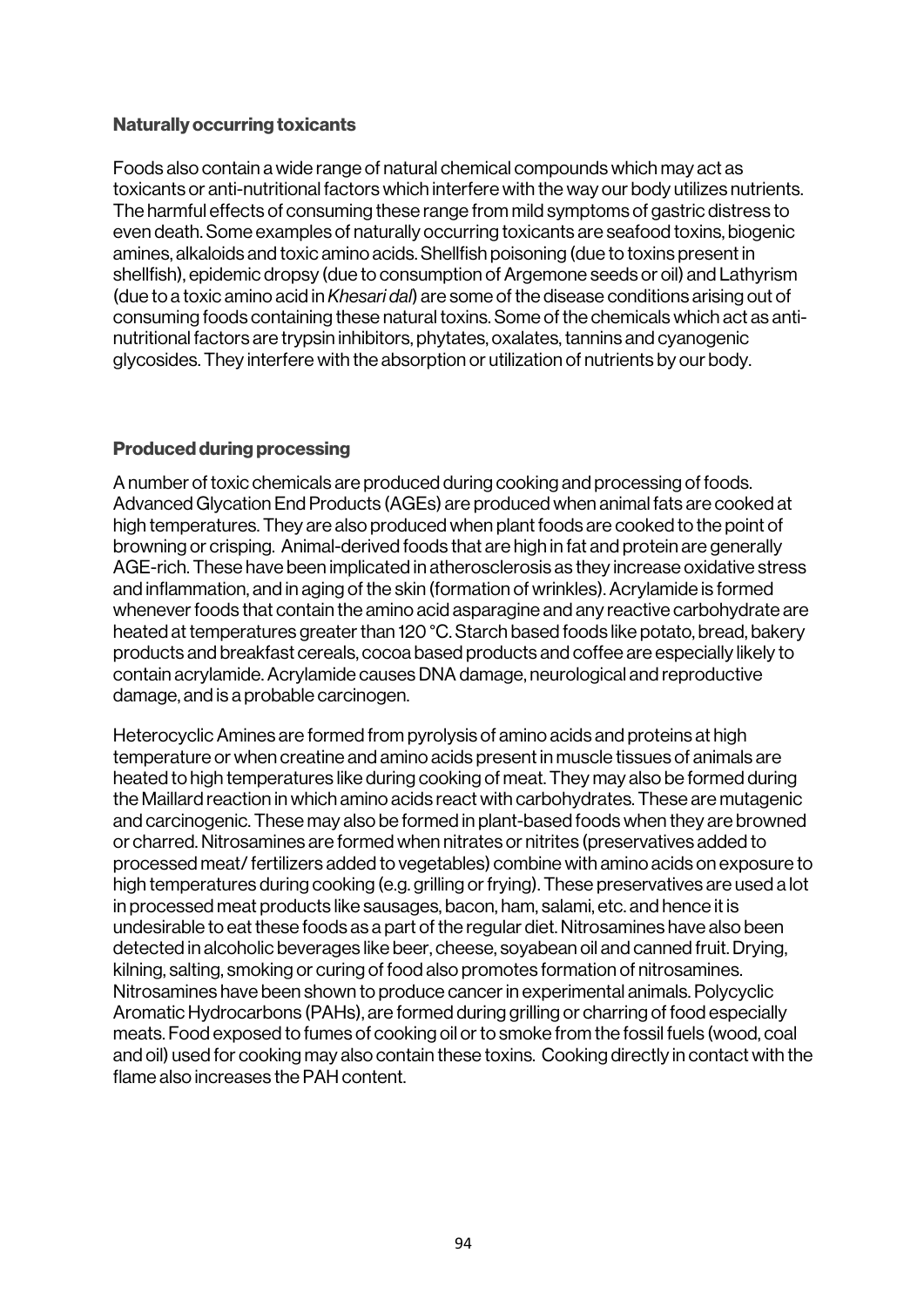### Naturally occurring toxicants

Foods also contain a wide range of natural chemical compounds which may act as toxicants or anti-nutritional factors which interfere with the way our body utilizes nutrients. The harmful effects of consuming these range from mild symptoms of gastric distress to even death. Some examples of naturally occurring toxicants are seafood toxins, biogenic amines, alkaloids and toxic amino acids. Shellfish poisoning (due to toxins present in shellfish), epidemic dropsy (due to consumption of Argemone seeds or oil) and Lathyrism (due to a toxic amino acid in *Khesari dal*) are some of the disease conditions arising out of consuming foods containing these natural toxins. Some of the chemicals which act as anti-nutritional factors are trypsin inhibitors, phytates, oxalates, tannins and cyanogenic glycosides. They interfere with the absorption or utilization of nutrients by our body.

### Produced during processing

A number of toxic chemicals are produced during cooking and processing of foods. Advanced Glycation End Products (AGEs) are produced when animal fats are cooked at high temperatures. They are also produced when plant foods are cooked to the point of browning or crisping. Animal-derived foods that are high in fat and protein are generally AGE-rich. These have been implicated in atherosclerosis as they increase oxidative stress and inflammation, and in aging of the skin (formation of wrinkles). Acrylamide is formed whenever foods that contain the amino acid asparagine and any reactive carbohydrate are heated at temperatures greater than 120 °C. Starch based foods like potato, bread, bakery products and breakfast cereals, cocoa based products and coffee are especially likely to contain acrylamide. Acrylamide causes DNA damage, neurological and reproductive damage, and is a probable carcinogen.

Heterocyclic Amines are formed from pyrolysis of amino acids and proteins at high temperature or when creatine and amino acids present in muscle tissues of animals are heated to high temperatures like during cooking of meat. They may also be formed during the Maillard reaction in which amino acids react with carbohydrates. These are mutagenic and carcinogenic. These may also be formed in plant-based foods when they are browned or charred. Nitrosamines are formed when nitrates or nitrites (preservatives added to processed meat/ fertilizers added to vegetables) combine with amino acids on exposure to high temperatures during cooking (e.g. grilling or frying). These preservatives are used a lot in processed meat products like sausages, bacon, ham, salami, etc. and hence it is undesirable to eat these foods as a part of the regular diet. Nitrosamines have also been detected in alcoholic beverages like beer, cheese, soyabean oil and canned fruit. Drying, kilning, salting, smoking or curing of food also promotes formation of nitrosamines. Nitrosamines have been shown to produce cancer in experimental animals. Polycyclic Aromatic Hydrocarbons (PAHs), are formed during grilling or charring of food especially meats. Food exposed to fumes of cooking oil or to smoke from the fossil fuels (wood, coal and oil) used for cooking may also contain these toxins. Cooking directly in contact with the flame also increases the PAH content.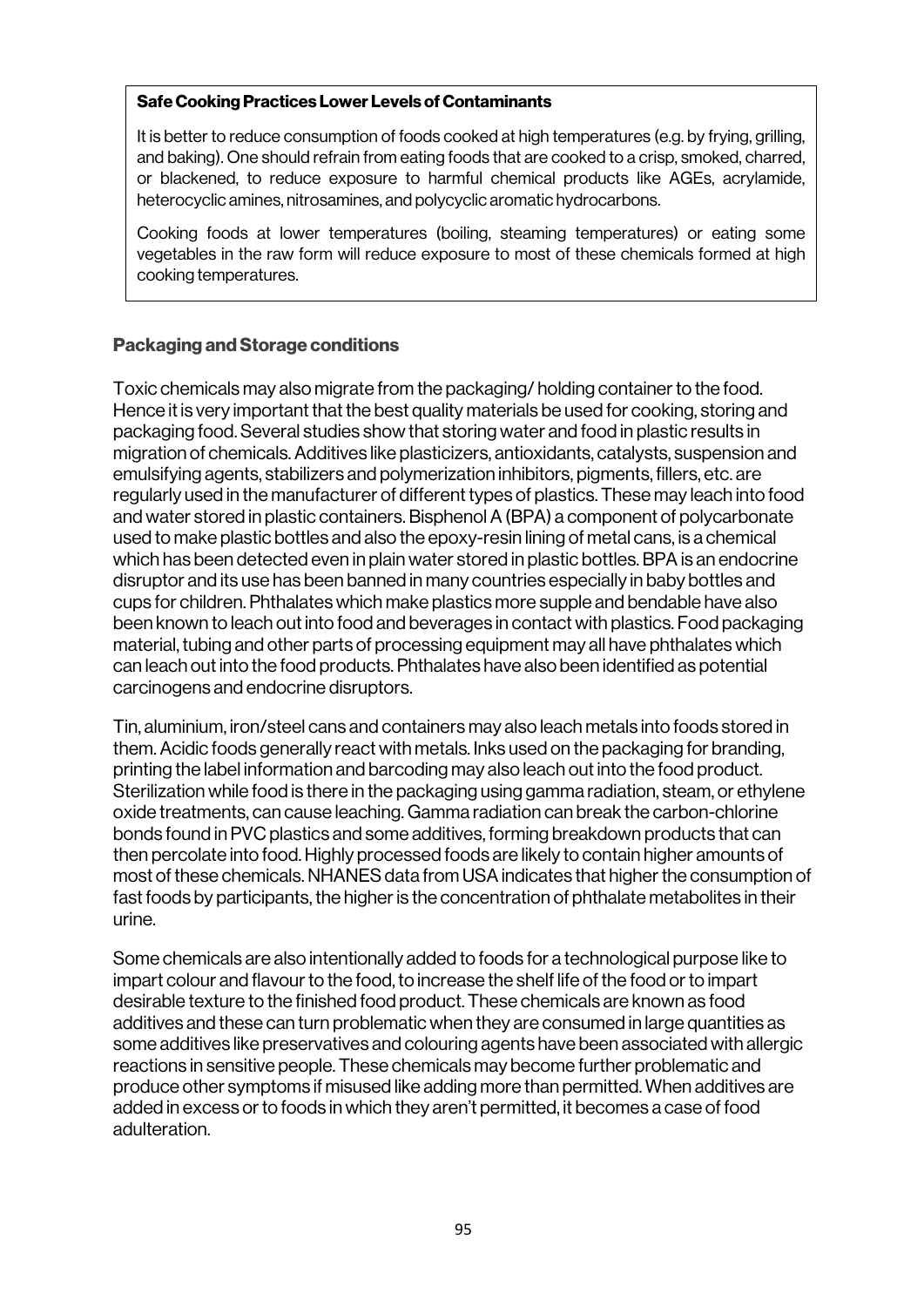> **Safe Cooking Practices Lower Levels of Contaminants**
>
> It is better to reduce consumption of foods cooked at high temperatures (e.g. by frying, grilling, and baking). One should refrain from eating foods that are cooked to a crisp, smoked, charred, or blackened, to reduce exposure to harmful chemical products like AGEs, acrylamide, heterocyclic amines, nitrosamines, and polycyclic aromatic hydrocarbons.
>
> Cooking foods at lower temperatures (boiling, steaming temperatures) or eating some vegetables in the raw form will reduce exposure to most of these chemicals formed at high cooking temperatures.

### Packaging and Storage conditions

Toxic chemicals may also migrate from the packaging/ holding container to the food. Hence it is very important that the best quality materials be used for cooking, storing and packaging food. Several studies show that storing water and food in plastic results in migration of chemicals. Additives like plasticizers, antioxidants, catalysts, suspension and emulsifying agents, stabilizers and polymerization inhibitors, pigments, fillers, etc. are regularly used in the manufacturer of different types of plastics. These may leach into food and water stored in plastic containers. Bisphenol A (BPA) a component of polycarbonate used to make plastic bottles and also the epoxy-resin lining of metal cans, is a chemical which has been detected even in plain water stored in plastic bottles. BPA is an endocrine disruptor and its use has been banned in many countries especially in baby bottles and cups for children. Phthalates which make plastics more supple and bendable have also been known to leach out into food and beverages in contact with plastics. Food packaging material, tubing and other parts of processing equipment may all have phthalates which can leach out into the food products. Phthalates have also been identified as potential carcinogens and endocrine disruptors.

Tin, aluminium, iron/steel cans and containers may also leach metals into foods stored in them. Acidic foods generally react with metals. Inks used on the packaging for branding, printing the label information and barcoding may also leach out into the food product. Sterilization while food is there in the packaging using gamma radiation, steam, or ethylene oxide treatments, can cause leaching. Gamma radiation can break the carbon-chlorine bonds found in PVC plastics and some additives, forming breakdown products that can then percolate into food. Highly processed foods are likely to contain higher amounts of most of these chemicals. NHANES data from USA indicates that higher the consumption of fast foods by participants, the higher is the concentration of phthalate metabolites in their urine.

Some chemicals are also intentionally added to foods for a technological purpose like to impart colour and flavour to the food, to increase the shelf life of the food or to impart desirable texture to the finished food product. These chemicals are known as food additives and these can turn problematic when they are consumed in large quantities as some additives like preservatives and colouring agents have been associated with allergic reactions in sensitive people. These chemicals may become further problematic and produce other symptoms if misused like adding more than permitted. When additives are added in excess or to foods in which they aren't permitted, it becomes a case of food adulteration.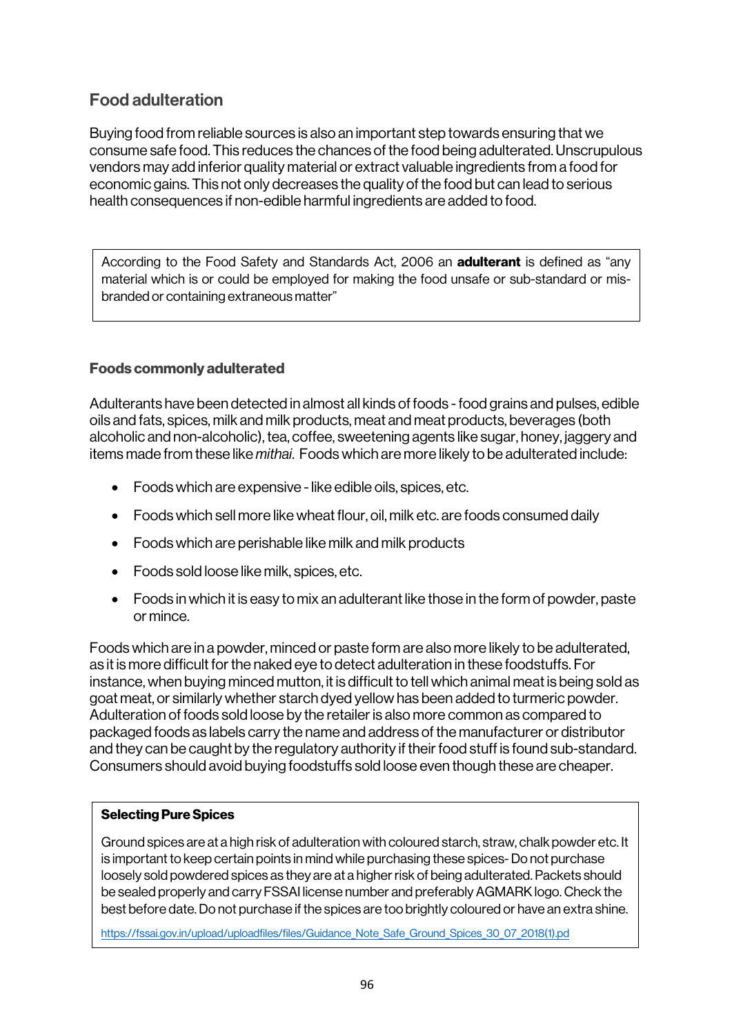## Food adulteration

Buying food from reliable sources is also an important step towards ensuring that we consume safe food. This reduces the chances of the food being adulterated. Unscrupulous vendors may add inferior quality material or extract valuable ingredients from a food for economic gains. This not only decreases the quality of the food but can lead to serious health consequences if non-edible harmful ingredients are added to food.

> According to the Food Safety and Standards Act, 2006 an **adulterant** is defined as "any material which is or could be employed for making the food unsafe or sub-standard or mis-branded or containing extraneous matter"

### Foods commonly adulterated

Adulterants have been detected in almost all kinds of foods - food grains and pulses, edible oils and fats, spices, milk and milk products, meat and meat products, beverages (both alcoholic and non-alcoholic), tea, coffee, sweetening agents like sugar, honey, jaggery and items made from these like *mithai*. Foods which are more likely to be adulterated include:

- Foods which are expensive - like edible oils, spices, etc.
- Foods which sell more like wheat flour, oil, milk etc. are foods consumed daily
- Foods which are perishable like milk and milk products
- Foods sold loose like milk, spices, etc.
- Foods in which it is easy to mix an adulterant like those in the form of powder, paste or mince.

Foods which are in a powder, minced or paste form are also more likely to be adulterated, as it is more difficult for the naked eye to detect adulteration in these foodstuffs. For instance, when buying minced mutton, it is difficult to tell which animal meat is being sold as goat meat, or similarly whether starch dyed yellow has been added to turmeric powder. Adulteration of foods sold loose by the retailer is also more common as compared to packaged foods as labels carry the name and address of the manufacturer or distributor and they can be caught by the regulatory authority if their food stuff is found sub-standard. Consumers should avoid buying foodstuffs sold loose even though these are cheaper.

> **Selecting Pure Spices**
>
> Ground spices are at a high risk of adulteration with coloured starch, straw, chalk powder etc. It is important to keep certain points in mind while purchasing these spices- Do not purchase loosely sold powdered spices as they are at a higher risk of being adulterated. Packets should be sealed properly and carry FSSAI license number and preferably AGMARK logo. Check the best before date. Do not purchase if the spices are too brightly coloured or have an extra shine.
>
> https://fssai.gov.in/upload/uploadfiles/files/Guidance_Note_Safe_Ground_Spices_30_07_2018(1).pd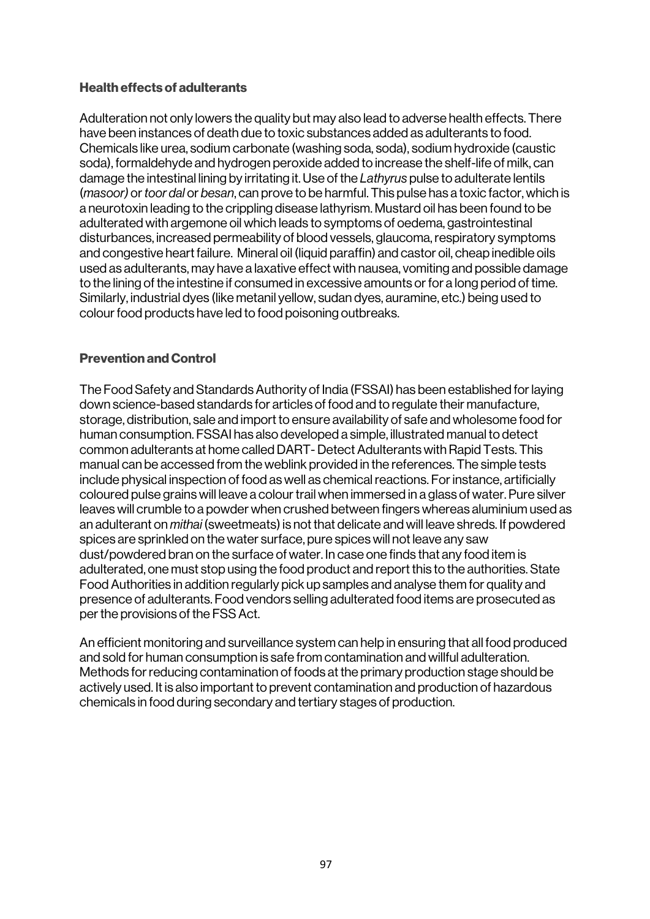### Health effects of adulterants

Adulteration not only lowers the quality but may also lead to adverse health effects. There have been instances of death due to toxic substances added as adulterants to food. Chemicals like urea, sodium carbonate (washing soda, soda), sodium hydroxide (caustic soda), formaldehyde and hydrogen peroxide added to increase the shelf-life of milk, can damage the intestinal lining by irritating it. Use of the *Lathyrus* pulse to adulterate lentils (*masoor)* or *toor dal* or *besan*, can prove to be harmful. This pulse has a toxic factor, which is a neurotoxin leading to the crippling disease lathyrism. Mustard oil has been found to be adulterated with argemone oil which leads to symptoms of oedema, gastrointestinal disturbances, increased permeability of blood vessels, glaucoma, respiratory symptoms and congestive heart failure. Mineral oil (liquid paraffin) and castor oil, cheap inedible oils used as adulterants, may have a laxative effect with nausea, vomiting and possible damage to the lining of the intestine if consumed in excessive amounts or for a long period of time. Similarly, industrial dyes (like metanil yellow, sudan dyes, auramine, etc.) being used to colour food products have led to food poisoning outbreaks.

### Prevention and Control

The Food Safety and Standards Authority of India (FSSAI) has been established for laying down science-based standards for articles of food and to regulate their manufacture, storage, distribution, sale and import to ensure availability of safe and wholesome food for human consumption. FSSAI has also developed a simple, illustrated manual to detect common adulterants at home called DART- Detect Adulterants with Rapid Tests. This manual can be accessed from the weblink provided in the references. The simple tests include physical inspection of food as well as chemical reactions. For instance, artificially coloured pulse grains will leave a colour trail when immersed in a glass of water. Pure silver leaves will crumble to a powder when crushed between fingers whereas aluminium used as an adulterant on *mithai* (sweetmeats) is not that delicate and will leave shreds. If powdered spices are sprinkled on the water surface, pure spices will not leave any saw dust/powdered bran on the surface of water. In case one finds that any food item is adulterated, one must stop using the food product and report this to the authorities. State Food Authorities in addition regularly pick up samples and analyse them for quality and presence of adulterants. Food vendors selling adulterated food items are prosecuted as per the provisions of the FSS Act.

An efficient monitoring and surveillance system can help in ensuring that all food produced and sold for human consumption is safe from contamination and willful adulteration. Methods for reducing contamination of foods at the primary production stage should be actively used. It is also important to prevent contamination and production of hazardous chemicals in food during secondary and tertiary stages of production.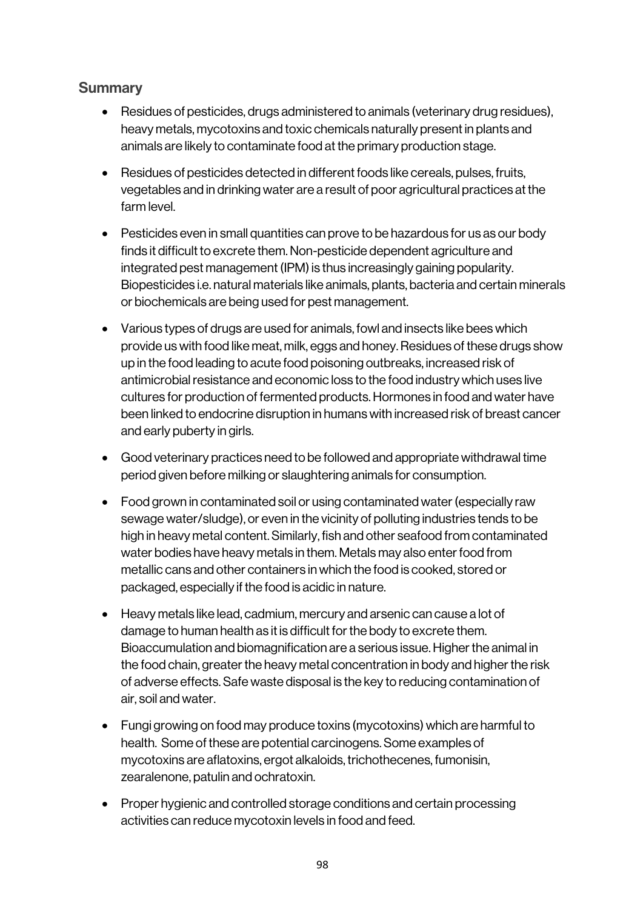## Summary

- Residues of pesticides, drugs administered to animals (veterinary drug residues), heavy metals, mycotoxins and toxic chemicals naturally present in plants and animals are likely to contaminate food at the primary production stage.
- Residues of pesticides detected in different foods like cereals, pulses, fruits, vegetables and in drinking water are a result of poor agricultural practices at the farm level.
- Pesticides even in small quantities can prove to be hazardous for us as our body finds it difficult to excrete them. Non-pesticide dependent agriculture and integrated pest management (IPM) is thus increasingly gaining popularity. Biopesticides i.e. natural materials like animals, plants, bacteria and certain minerals or biochemicals are being used for pest management.
- Various types of drugs are used for animals, fowl and insects like bees which provide us with food like meat, milk, eggs and honey. Residues of these drugs show up in the food leading to acute food poisoning outbreaks, increased risk of antimicrobial resistance and economic loss to the food industry which uses live cultures for production of fermented products. Hormones in food and water have been linked to endocrine disruption in humans with increased risk of breast cancer and early puberty in girls.
- Good veterinary practices need to be followed and appropriate withdrawal time period given before milking or slaughtering animals for consumption.
- Food grown in contaminated soil or using contaminated water (especially raw sewage water/sludge), or even in the vicinity of polluting industries tends to be high in heavy metal content. Similarly, fish and other seafood from contaminated water bodies have heavy metals in them. Metals may also enter food from metallic cans and other containers in which the food is cooked, stored or packaged, especially if the food is acidic in nature.
- Heavy metals like lead, cadmium, mercury and arsenic can cause a lot of damage to human health as it is difficult for the body to excrete them. Bioaccumulation and biomagnification are a serious issue. Higher the animal in the food chain, greater the heavy metal concentration in body and higher the risk of adverse effects. Safe waste disposal is the key to reducing contamination of air, soil and water.
- Fungi growing on food may produce toxins (mycotoxins) which are harmful to health. Some of these are potential carcinogens. Some examples of mycotoxins are aflatoxins, ergot alkaloids, trichothecenes, fumonisin, zearalenone, patulin and ochratoxin.
- Proper hygienic and controlled storage conditions and certain processing activities can reduce mycotoxin levels in food and feed.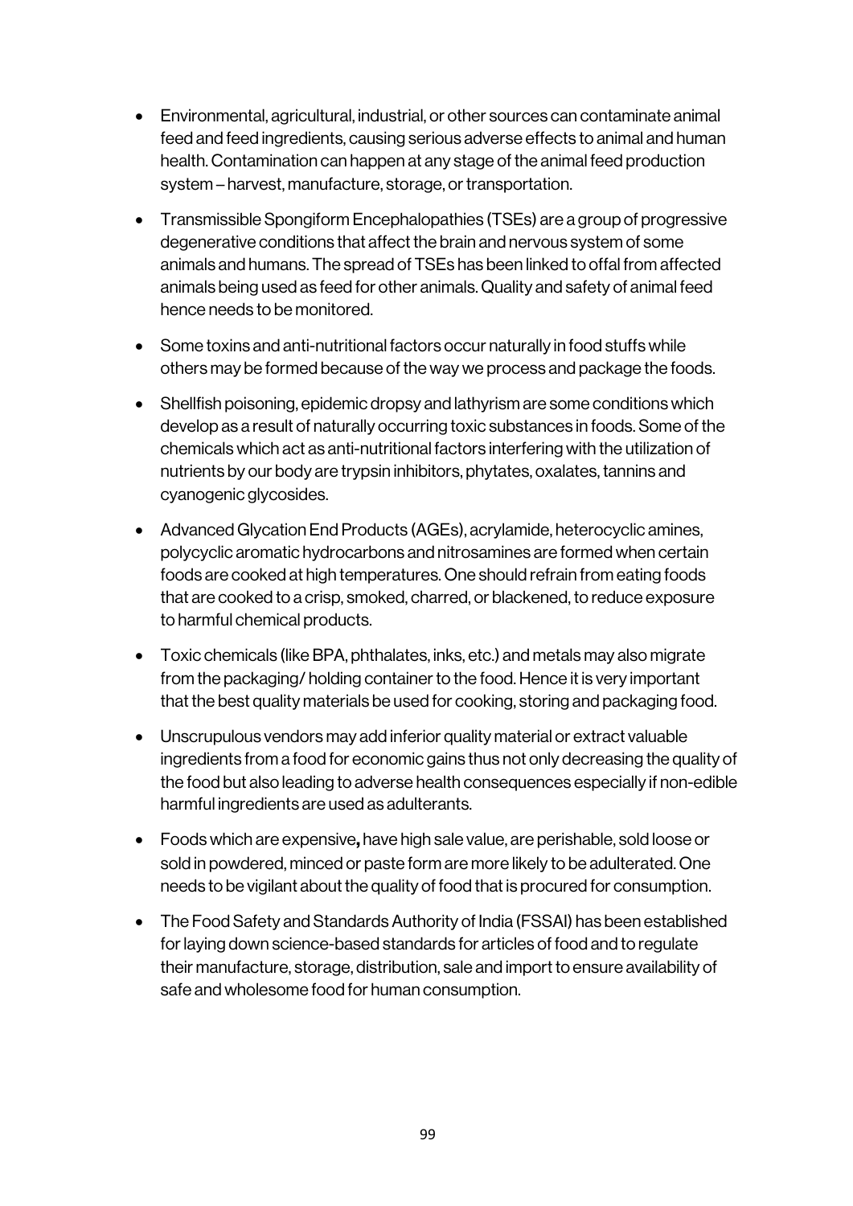- Environmental, agricultural, industrial, or other sources can contaminate animal feed and feed ingredients, causing serious adverse effects to animal and human health. Contamination can happen at any stage of the animal feed production system – harvest, manufacture, storage, or transportation.
- Transmissible Spongiform Encephalopathies (TSEs) are a group of progressive degenerative conditions that affect the brain and nervous system of some animals and humans. The spread of TSEs has been linked to offal from affected animals being used as feed for other animals. Quality and safety of animal feed hence needs to be monitored.
- Some toxins and anti-nutritional factors occur naturally in food stuffs while others may be formed because of the way we process and package the foods.
- Shellfish poisoning, epidemic dropsy and lathyrism are some conditions which develop as a result of naturally occurring toxic substances in foods. Some of the chemicals which act as anti-nutritional factors interfering with the utilization of nutrients by our body are trypsin inhibitors, phytates, oxalates, tannins and cyanogenic glycosides.
- Advanced Glycation End Products (AGEs), acrylamide, heterocyclic amines, polycyclic aromatic hydrocarbons and nitrosamines are formed when certain foods are cooked at high temperatures. One should refrain from eating foods that are cooked to a crisp, smoked, charred, or blackened, to reduce exposure to harmful chemical products.
- Toxic chemicals (like BPA, phthalates, inks, etc.) and metals may also migrate from the packaging/ holding container to the food. Hence it is very important that the best quality materials be used for cooking, storing and packaging food.
- Unscrupulous vendors may add inferior quality material or extract valuable ingredients from a food for economic gains thus not only decreasing the quality of the food but also leading to adverse health consequences especially if non-edible harmful ingredients are used as adulterants.
- Foods which are expensive**,** have high sale value, are perishable, sold loose or sold in powdered, minced or paste form are more likely to be adulterated. One needs to be vigilant about the quality of food that is procured for consumption.
- The Food Safety and Standards Authority of India (FSSAI) has been established for laying down science-based standards for articles of food and to regulate their manufacture, storage, distribution, sale and import to ensure availability of safe and wholesome food for human consumption.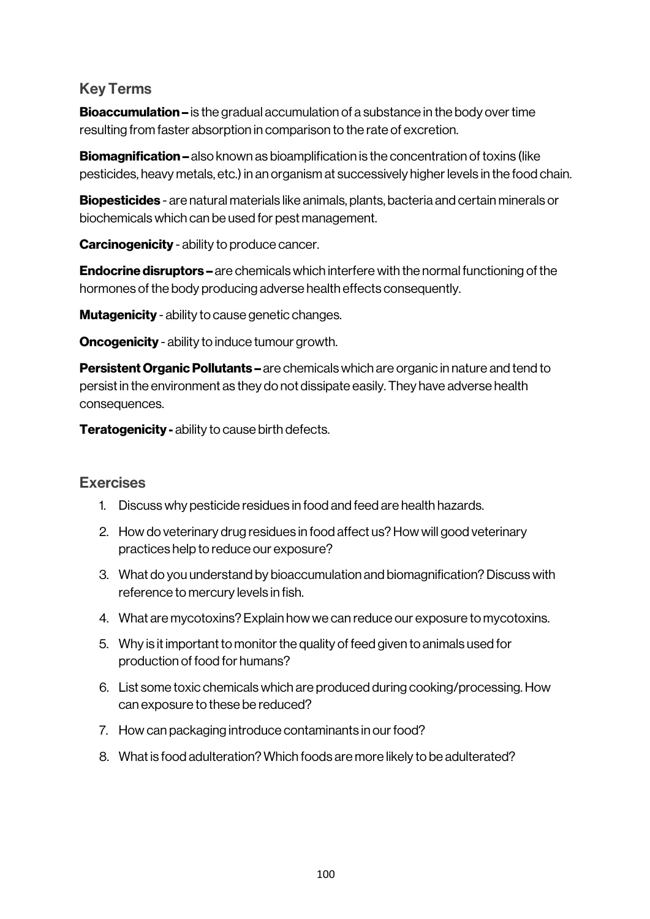## Key Terms

**Bioaccumulation –** is the gradual accumulation of a substance in the body over time resulting from faster absorption in comparison to the rate of excretion.

**Biomagnification –** also known as bioamplification is the concentration of toxins (like pesticides, heavy metals, etc.) in an organism at successively higher levels in the food chain.

**Biopesticides** - are natural materials like animals, plants, bacteria and certain minerals or biochemicals which can be used for pest management.

**Carcinogenicity** - ability to produce cancer.

**Endocrine disruptors –** are chemicals which interfere with the normal functioning of the hormones of the body producing adverse health effects consequently.

**Mutagenicity** - ability to cause genetic changes.

**Oncogenicity** - ability to induce tumour growth.

**Persistent Organic Pollutants –** are chemicals which are organic in nature and tend to persist in the environment as they do not dissipate easily. They have adverse health consequences.

**Teratogenicity -** ability to cause birth defects.

## Exercises

1. Discuss why pesticide residues in food and feed are health hazards.
2. How do veterinary drug residues in food affect us? How will good veterinary practices help to reduce our exposure?
3. What do you understand by bioaccumulation and biomagnification? Discuss with reference to mercury levels in fish.
4. What are mycotoxins? Explain how we can reduce our exposure to mycotoxins.
5. Why is it important to monitor the quality of feed given to animals used for production of food for humans?
6. List some toxic chemicals which are produced during cooking/processing. How can exposure to these be reduced?
7. How can packaging introduce contaminants in our food?
8. What is food adulteration? Which foods are more likely to be adulterated?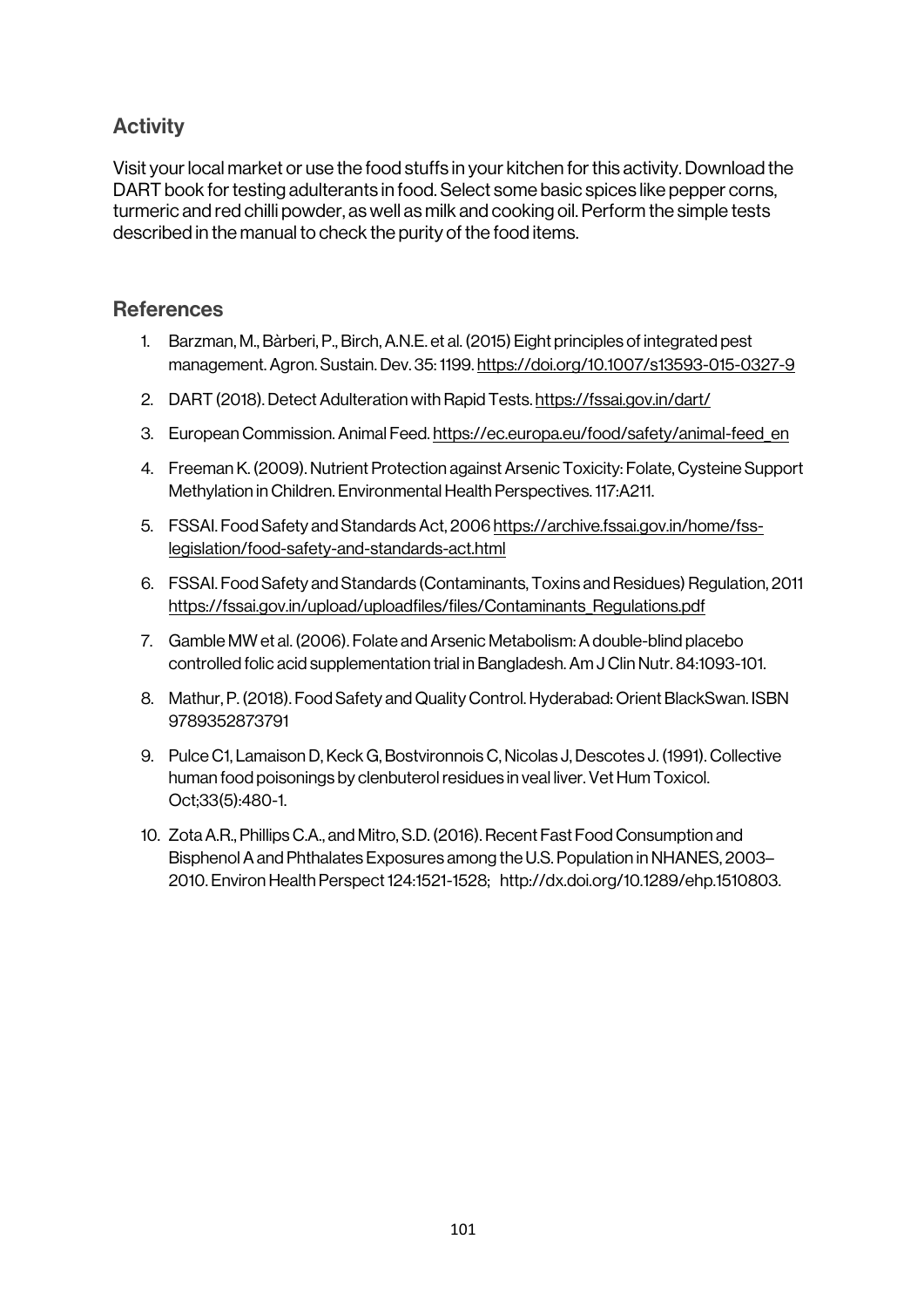## Activity

Visit your local market or use the food stuffs in your kitchen for this activity. Download the DART book for testing adulterants in food. Select some basic spices like pepper corns, turmeric and red chilli powder, as well as milk and cooking oil. Perform the simple tests described in the manual to check the purity of the food items.

## References

1. Barzman, M., Bàrberi, P., Birch, A.N.E. et al. (2015) Eight principles of integrated pest management. Agron. Sustain. Dev. 35: 1199. https://doi.org/10.1007/s13593-015-0327-9
2. DART (2018). Detect Adulteration with Rapid Tests. https://fssai.gov.in/dart/
3. European Commission. Animal Feed. https://ec.europa.eu/food/safety/animal-feed_en
4. Freeman K. (2009). Nutrient Protection against Arsenic Toxicity: Folate, Cysteine Support Methylation in Children. Environmental Health Perspectives. 117:A211.
5. FSSAI. Food Safety and Standards Act, 2006 https://archive.fssai.gov.in/home/fss-legislation/food-safety-and-standards-act.html
6. FSSAI. Food Safety and Standards (Contaminants, Toxins and Residues) Regulation, 2011 https://fssai.gov.in/upload/uploadfiles/files/Contaminants_Regulations.pdf
7. Gamble MW et al. (2006). Folate and Arsenic Metabolism: A double-blind placebo controlled folic acid supplementation trial in Bangladesh. Am J Clin Nutr. 84:1093-101.
8. Mathur, P. (2018). Food Safety and Quality Control. Hyderabad: Orient BlackSwan. ISBN 9789352873791
9. Pulce C1, Lamaison D, Keck G, Bostvironnois C, Nicolas J, Descotes J. (1991). Collective human food poisonings by clenbuterol residues in veal liver. Vet Hum Toxicol. Oct;33(5):480-1.
10. Zota A.R., Phillips C.A., and Mitro, S.D. (2016). Recent Fast Food Consumption and Bisphenol A and Phthalates Exposures among the U.S. Population in NHANES, 2003–2010. Environ Health Perspect 124:1521-1528; http://dx.doi.org/10.1289/ehp.1510803.